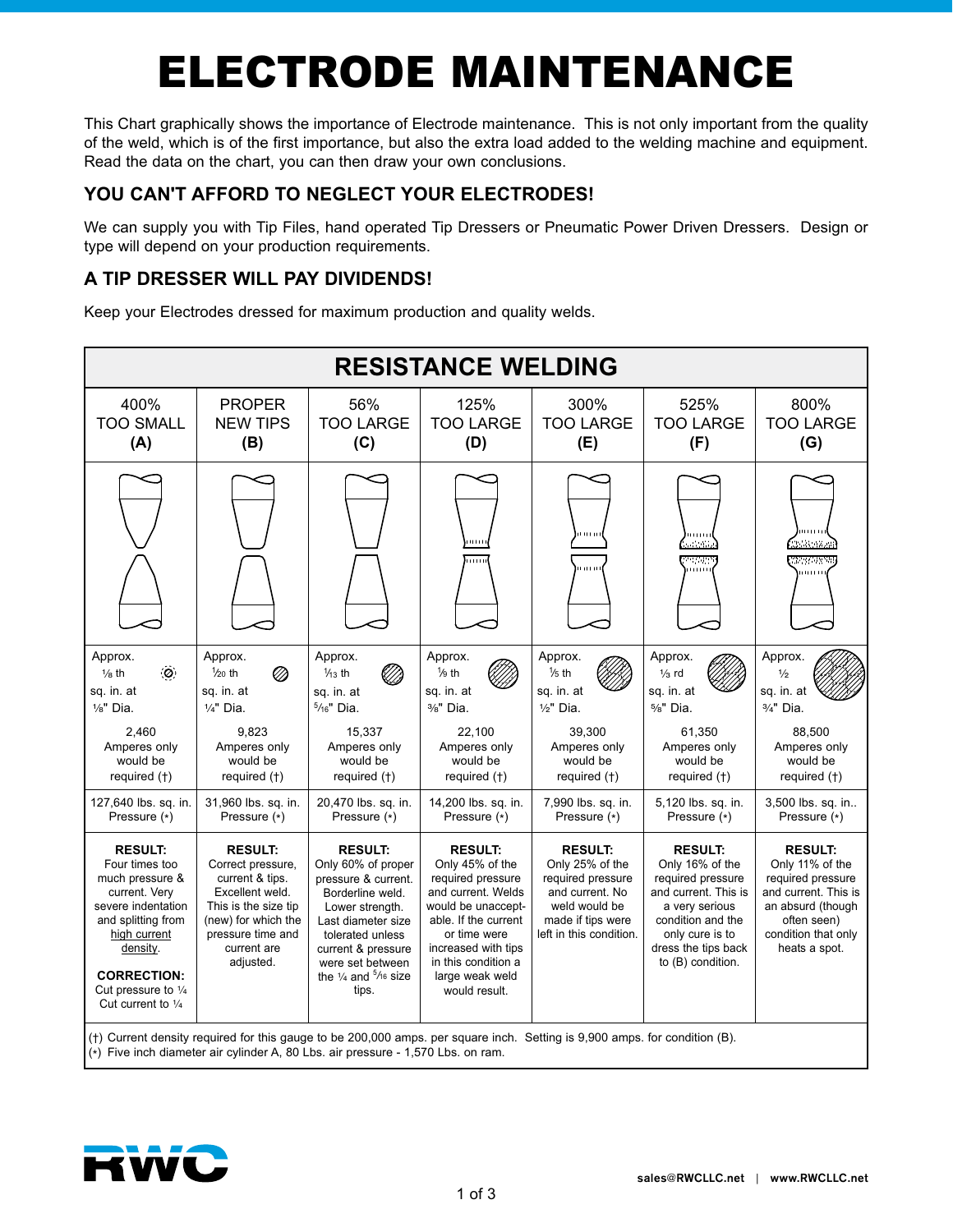# ELECTRODE MAINTENANCE

This Chart graphically shows the importance of Electrode maintenance. This is not only important from the quality of the weld, which is of the first importance, but also the extra load added to the welding machine and equipment. Read the data on the chart, you can then draw your own conclusions.

## YOU CAN'T AFFORD TO NEGLECT YOUR ELECTRODES!

We can supply you with Tip Files, hand operated Tip Dressers or Pneumatic Power Driven Dressers. Design or type will depend on your production requirements.

## A TIP DRESSER WILL PAY DIVIDENDS!

Keep your Electrodes dressed for maximum production and quality welds.

| RESISTANCE WELDING | | | | | | |
|---|---|---|---|---|---|---|
| 400% TOO SMALL **(A)** | PROPER NEW TIPS **(B)** | 56% TOO LARGE **(C)** | 125% TOO LARGE **(D)** | 300% TOO LARGE **(E)** | 525% TOO LARGE **(F)** | 800% TOO LARGE **(G)** |
| Approx. 1/8 th sq. in. at 1/8" Dia. | Approx. 1/20 th sq. in. at 1/4" Dia. | Approx. 1/13 th sq. in. at 5/16" Dia. | Approx. 1/9 th sq. in. at 3/8" Dia. | Approx. 1/5 th sq. in. at 1/2" Dia. | Approx. 1/3 rd sq. in. at 5/8" Dia. | Approx. 1/2 sq. in. at 3/4" Dia. |
| 2,460 Amperes only would be required (†) | 9,823 Amperes only would be required (†) | 15,337 Amperes only would be required (†) | 22,100 Amperes only would be required (†) | 39,300 Amperes only would be required (†) | 61,350 Amperes only would be required (†) | 88,500 Amperes only would be required (†) |
| 127,640 lbs. sq. in. Pressure (*) | 31,960 lbs. sq. in. Pressure (*) | 20,470 lbs. sq. in. Pressure (*) | 14,200 lbs. sq. in. Pressure (*) | 7,990 lbs. sq. in. Pressure (*) | 5,120 lbs. sq. in. Pressure (*) | 3,500 lbs. sq. in.. Pressure (*) |
| **RESULT:** Four times too much pressure & current. Very severe indentation and splitting from high current density. **CORRECTION:** Cut pressure to 1/4 Cut current to 1/4 | **RESULT:** Correct pressure, current & tips. Excellent weld. This is the size tip (new) for which the pressure time and current are adjusted. | **RESULT:** Only 60% of proper pressure & current. Borderline weld. Lower strength. Last diameter size tolerated unless current & pressure were set between the 1/4 and 5/16 size tips. | **RESULT:** Only 45% of the required pressure and current. Welds would be unacceptable. If the current or time were increased with tips in this condition a large weak weld would result. | **RESULT:** Only 25% of the required pressure and current. No weld would be made if tips were left in this condition. | **RESULT:** Only 16% of the required pressure and current. This is a very serious condition and the only cure is to dress the tips back to (B) condition. | **RESULT:** Only 11% of the required pressure and current. This is an absurd (though often seen) condition that only heats a spot. |

(†) Current density required for this gauge to be 200,000 amps. per square inch. Setting is 9,900 amps. for condition (B).
(*) Five inch diameter air cylinder A, 80 Lbs. air pressure - 1,570 Lbs. on ram.

sales@RWCLLC.net | www.RWCLLC.net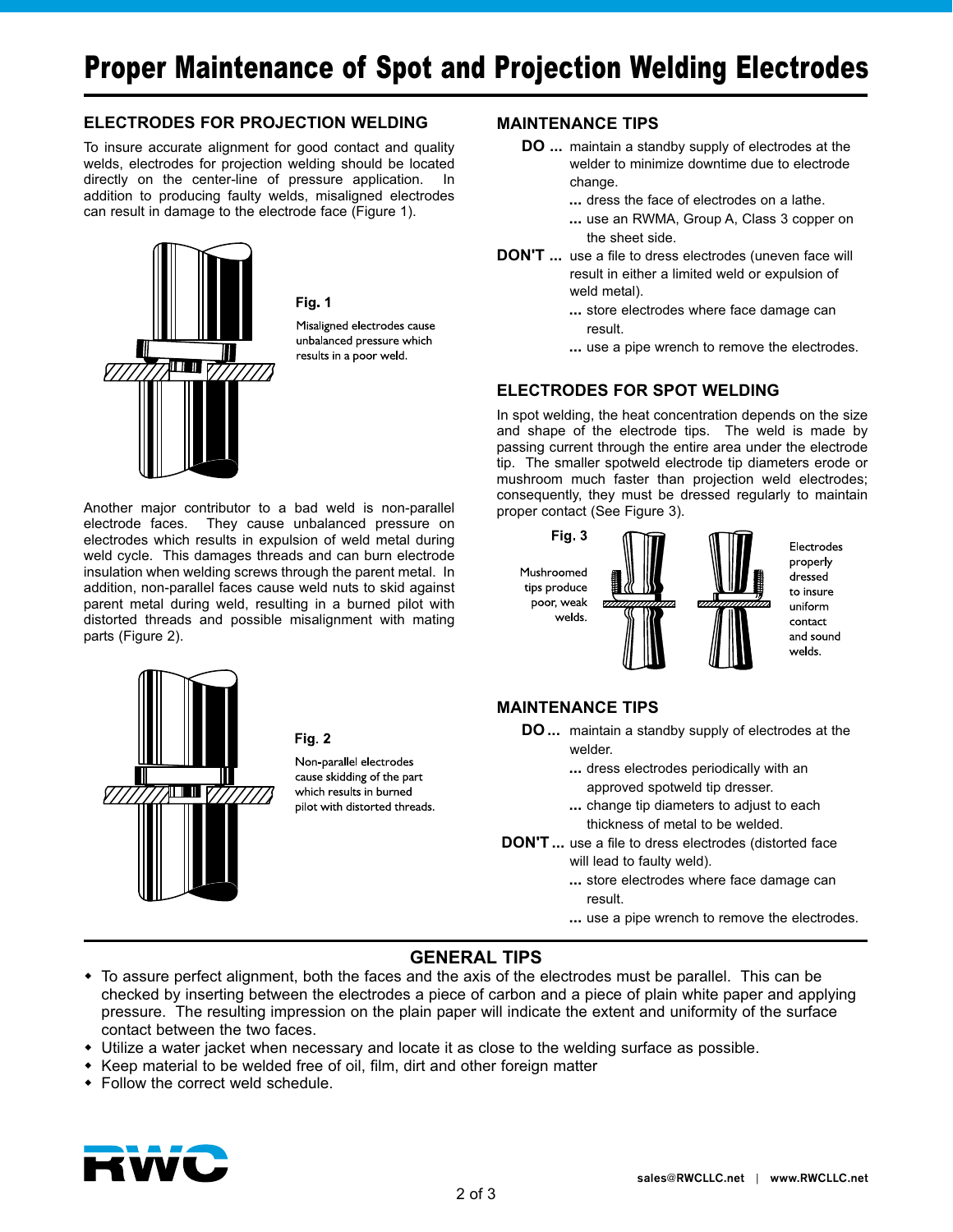# Proper Maintenance of Spot and Projection Welding Electrodes

## ELECTRODES FOR PROJECTION WELDING

To insure accurate alignment for good contact and quality welds, electrodes for projection welding should be located directly on the center-line of pressure application. In addition to producing faulty welds, misaligned electrodes can result in damage to the electrode face (Figure 1).

**Fig. 1**
Misaligned electrodes cause unbalanced pressure which results in a poor weld.

Another major contributor to a bad weld is non-parallel electrode faces. They cause unbalanced pressure on electrodes which results in expulsion of weld metal during weld cycle. This damages threads and can burn electrode insulation when welding screws through the parent metal. In addition, non-parallel faces cause weld nuts to skid against parent metal during weld, resulting in a burned pilot with distorted threads and possible misalignment with mating parts (Figure 2).

**Fig. 2**
Non-parallel electrodes cause skidding of the part which results in burned pilot with distorted threads.

## MAINTENANCE TIPS

**DO ...** maintain a standby supply of electrodes at the welder to minimize downtime due to electrode change.
**...** dress the face of electrodes on a lathe.
**...** use an RWMA, Group A, Class 3 copper on the sheet side.

**DON'T ...** use a file to dress electrodes (uneven face will result in either a limited weld or expulsion of weld metal).
**...** store electrodes where face damage can result.
**...** use a pipe wrench to remove the electrodes.

## ELECTRODES FOR SPOT WELDING

In spot welding, the heat concentration depends on the size and shape of the electrode tips. The weld is made by passing current through the entire area under the electrode tip. The smaller spotweld electrode tip diameters erode or mushroom much faster than projection weld electrodes; consequently, they must be dressed regularly to maintain proper contact (See Figure 3).

**Fig. 3**
Mushroomed tips produce poor, weak welds.
Electrodes properly dressed to insure uniform contact and sound welds.

## MAINTENANCE TIPS

**DO ...** maintain a standby supply of electrodes at the welder.
**...** dress electrodes periodically with an approved spotweld tip dresser.
**...** change tip diameters to adjust to each thickness of metal to be welded.

**DON'T ...** use a file to dress electrodes (distorted face will lead to faulty weld).
**...** store electrodes where face damage can result.
**...** use a pipe wrench to remove the electrodes.

## GENERAL TIPS

- To assure perfect alignment, both the faces and the axis of the electrodes must be parallel. This can be checked by inserting between the electrodes a piece of carbon and a piece of plain white paper and applying pressure. The resulting impression on the plain paper will indicate the extent and uniformity of the surface contact between the two faces.
- Utilize a water jacket when necessary and locate it as close to the welding surface as possible.
- Keep material to be welded free of oil, film, dirt and other foreign matter
- Follow the correct weld schedule.

RWC

sales@RWCLLC.net | www.RWCLLC.net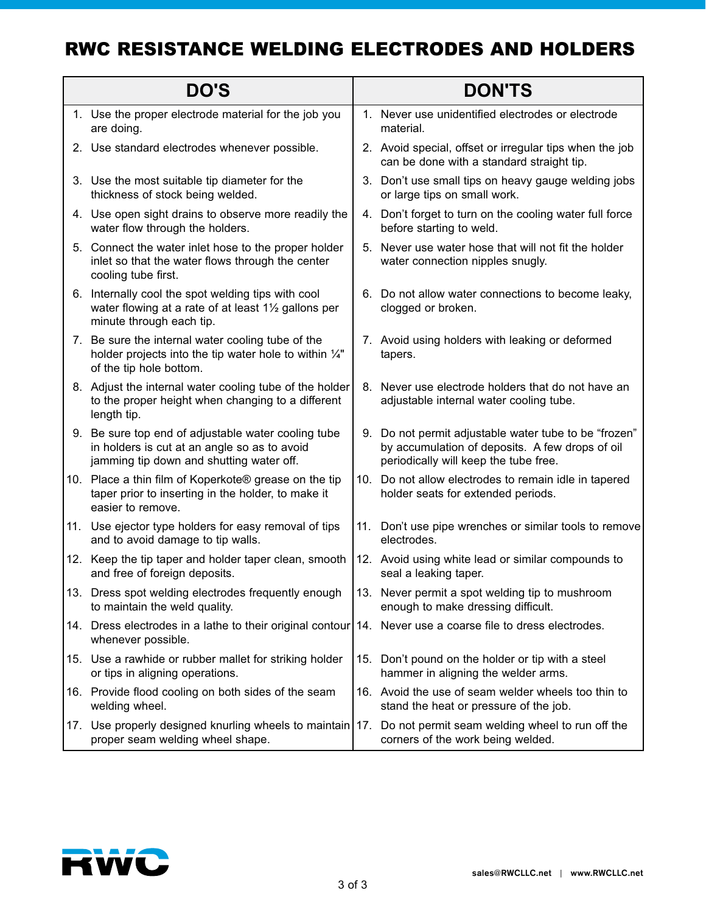# RWC RESISTANCE WELDING ELECTRODES AND HOLDERS

| DO'S | DON'TS |
| --- | --- |
| 1. Use the proper electrode material for the job you are doing. | 1. Never use unidentified electrodes or electrode material. |
| 2. Use standard electrodes whenever possible. | 2. Avoid special, offset or irregular tips when the job can be done with a standard straight tip. |
| 3. Use the most suitable tip diameter for the thickness of stock being welded. | 3. Don't use small tips on heavy gauge welding jobs or large tips on small work. |
| 4. Use open sight drains to observe more readily the water flow through the holders. | 4. Don't forget to turn on the cooling water full force before starting to weld. |
| 5. Connect the water inlet hose to the proper holder inlet so that the water flows through the center cooling tube first. | 5. Never use water hose that will not fit the holder water connection nipples snugly. |
| 6. Internally cool the spot welding tips with cool water flowing at a rate of at least 1½ gallons per minute through each tip. | 6. Do not allow water connections to become leaky, clogged or broken. |
| 7. Be sure the internal water cooling tube of the holder projects into the tip water hole to within ¼" of the tip hole bottom. | 7. Avoid using holders with leaking or deformed tapers. |
| 8. Adjust the internal water cooling tube of the holder to the proper height when changing to a different length tip. | 8. Never use electrode holders that do not have an adjustable internal water cooling tube. |
| 9. Be sure top end of adjustable water cooling tube in holders is cut at an angle so as to avoid jamming tip down and shutting water off. | 9. Do not permit adjustable water tube to be "frozen" by accumulation of deposits. A few drops of oil periodically will keep the tube free. |
| 10. Place a thin film of Koperkote® grease on the tip taper prior to inserting in the holder, to make it easier to remove. | 10. Do not allow electrodes to remain idle in tapered holder seats for extended periods. |
| 11. Use ejector type holders for easy removal of tips and to avoid damage to tip walls. | 11. Don't use pipe wrenches or similar tools to remove electrodes. |
| 12. Keep the tip taper and holder taper clean, smooth and free of foreign deposits. | 12. Avoid using white lead or similar compounds to seal a leaking taper. |
| 13. Dress spot welding electrodes frequently enough to maintain the weld quality. | 13. Never permit a spot welding tip to mushroom enough to make dressing difficult. |
| 14. Dress electrodes in a lathe to their original contour whenever possible. | 14. Never use a coarse file to dress electrodes. |
| 15. Use a rawhide or rubber mallet for striking holder or tips in aligning operations. | 15. Don't pound on the holder or tip with a steel hammer in aligning the welder arms. |
| 16. Provide flood cooling on both sides of the seam welding wheel. | 16. Avoid the use of seam welder wheels too thin to stand the heat or pressure of the job. |
| 17. Use properly designed knurling wheels to maintain proper seam welding wheel shape. | 17. Do not permit seam welding wheel to run off the corners of the work being welded. |

RWC

sales@RWCLLC.net | www.RWCLLC.net